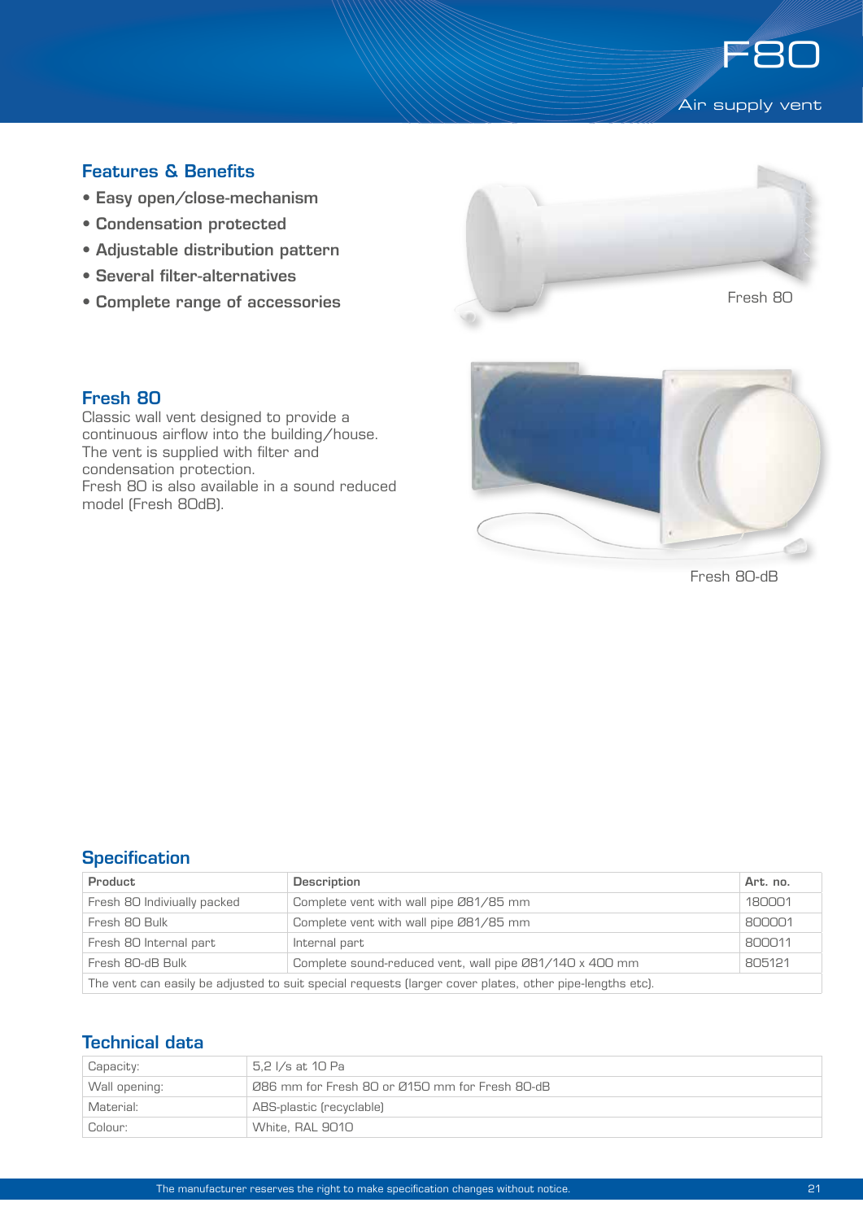# F80

Air supply vent

## Features & Benefits

- Easy open/close-mechanism
- Condensation protected
- Adjustable distribution pattern
- Several filter-alternatives
- Complete range of accessories

Fresh 80

## Fresh 80

Classic wall vent designed to provide a continuous airflow into the building/house. The vent is supplied with filter and condensation protection.
Fresh 80 is also available in a sound reduced model (Fresh 80dB).

Fresh 80-dB

## Specification

| Product | Description | Art. no. |
|---|---|---|
| Fresh 80 Indiviually packed | Complete vent with wall pipe Ø81/85 mm | 180001 |
| Fresh 80 Bulk | Complete vent with wall pipe Ø81/85 mm | 800001 |
| Fresh 80 Internal part | Internal part | 800011 |
| Fresh 80-dB Bulk | Complete sound-reduced vent, wall pipe Ø81/140 x 400 mm | 805121 |
| The vent can easily be adjusted to suit special requests (larger cover plates, other pipe-lengths etc). | | |

## Technical data

| | |
|---|---|
| Capacity: | 5,2 l/s at 10 Pa |
| Wall opening: | Ø86 mm for Fresh 80 or Ø150 mm for Fresh 80-dB |
| Material: | ABS-plastic (recyclable) |
| Colour: | White, RAL 9010 |

The manufacturer reserves the right to make specification changes without notice.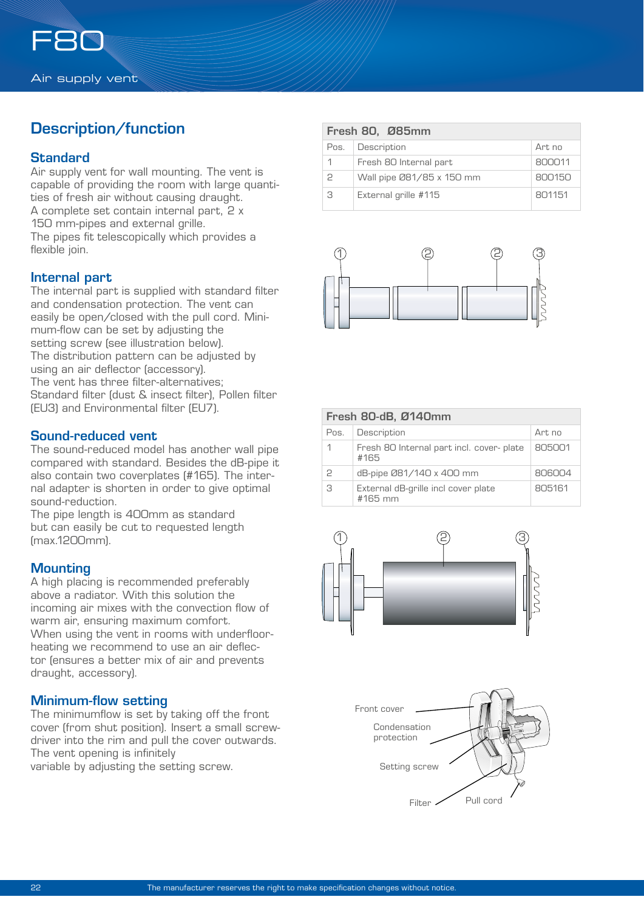# F80

Air supply vent

## Description/function

### Standard

Air supply vent for wall mounting. The vent is capable of providing the room with large quantities of fresh air without causing draught.
A complete set contain internal part, 2 x 150 mm-pipes and external grille.
The pipes fit telescopically which provides a flexible join.

### Internal part

The internal part is supplied with standard filter and condensation protection. The vent can easily be open/closed with the pull cord. Minimum-flow can be set by adjusting the setting screw (see illustration below).
The distribution pattern can be adjusted by using an air deflector (accessory).
The vent has three filter-alternatives;
Standard filter (dust & insect filter), Pollen filter (EU3) and Environmental filter (EU7).

### Sound-reduced vent

The sound-reduced model has another wall pipe compared with standard. Besides the dB-pipe it also contain two coverplates (#165). The internal adapter is shorten in order to give optimal sound-reduction.
The pipe length is 400mm as standard but can easily be cut to requested length (max.1200mm).

### Mounting

A high placing is recommended preferably above a radiator. With this solution the incoming air mixes with the convection flow of warm air, ensuring maximum comfort.
When using the vent in rooms with underfloor-heating we recommend to use an air deflector (ensures a better mix of air and prevents draught, accessory).

### Minimum-flow setting

The minimumflow is set by taking off the front cover (from shut position). Insert a small screwdriver into the rim and pull the cover outwards.
The vent opening is infinitely variable by adjusting the setting screw.

**Fresh 80, Ø85mm**

| Pos. | Description | Art no |
|---|---|---|
| 1 | Fresh 80 Internal part | 800011 |
| 2 | Wall pipe Ø81/85 x 150 mm | 800150 |
| 3 | External grille #115 | 801151 |

**Fresh 80-dB, Ø140mm**

| Pos. | Description | Art no |
|---|---|---|
| 1 | Fresh 80 Internal part incl. cover- plate #165 | 805001 |
| 2 | dB-pipe Ø81/140 x 400 mm | 806004 |
| 3 | External dB-grille incl cover plate #165 mm | 805161 |

Front cover
Condensation protection
Setting screw
Filter
Pull cord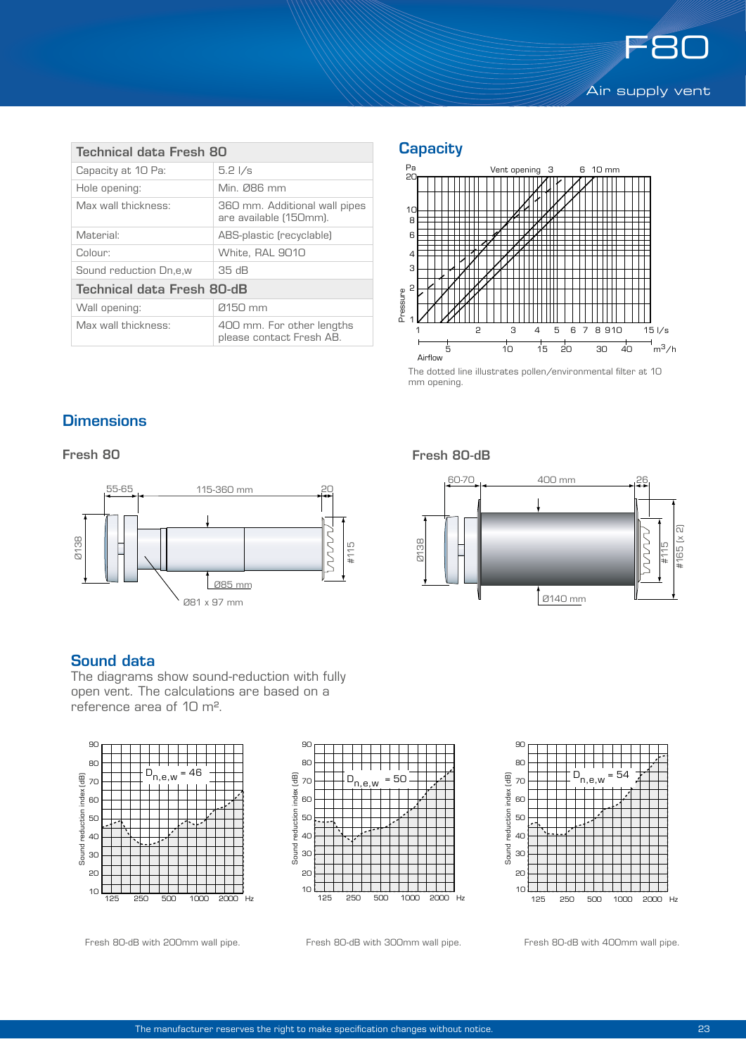# F80

Air supply vent

| Technical data Fresh 80 | |
|---|---|
| Capacity at 10 Pa: | 5.2 l/s |
| Hole opening: | Min. Ø86 mm |
| Max wall thickness: | 360 mm. Additional wall pipes are available (150mm). |
| Material: | ABS-plastic (recyclable) |
| Colour: | White, RAL 9010 |
| Sound reduction Dn,e,w | 35 dB |
| **Technical data Fresh 80-dB** | |
| Wall opening: | Ø150 mm |
| Max wall thickness: | 400 mm. For other lengths please contact Fresh AB. |

## Capacity

The dotted line illustrates pollen/environmental filter at 10 mm opening.

## Dimensions

### Fresh 80

### Fresh 80-dB

## Sound data

The diagrams show sound-reduction with fully open vent. The calculations are based on a reference area of 10 m².

Fresh 80-dB with 200mm wall pipe.

Fresh 80-dB with 300mm wall pipe.

Fresh 80-dB with 400mm wall pipe.

The manufacturer reserves the right to make specification changes without notice.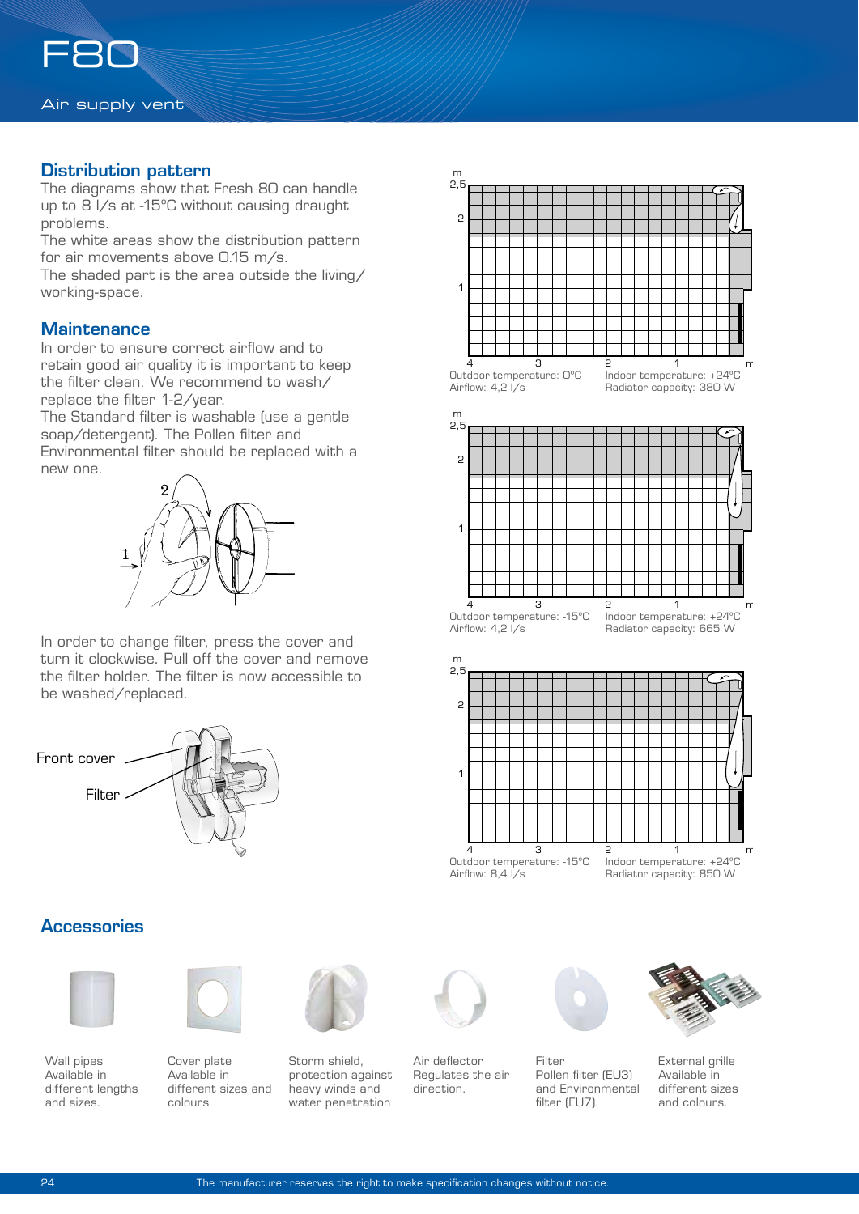# F80

Air supply vent

## Distribution pattern

The diagrams show that Fresh 80 can handle up to 8 l/s at -15°C without causing draught problems.
The white areas show the distribution pattern for air movements above 0.15 m/s.
The shaded part is the area outside the living/working-space.

## Maintenance

In order to ensure correct airflow and to retain good air quality it is important to keep the filter clean. We recommend to wash/replace the filter 1-2/year.
The Standard filter is washable (use a gentle soap/detergent). The Pollen filter and Environmental filter should be replaced with a new one.

2
1

In order to change filter, press the cover and turn it clockwise. Pull off the cover and remove the filter holder. The filter is now accessible to be washed/replaced.

Front cover
Filter

m
2,5
2
1
4 3 2 1 m
Outdoor temperature: 0°C
Airflow: 4,2 l/s
Indoor temperature: +24°C
Radiator capacity: 380 W

m
2,5
2
1
4 3 2 1 m
Outdoor temperature: -15°C
Airflow: 4,2 l/s
Indoor temperature: +24°C
Radiator capacity: 665 W

m
2,5
2
1
4 3 2 1 m
Outdoor temperature: -15°C
Airflow: 8,4 l/s
Indoor temperature: +24°C
Radiator capacity: 850 W

## Accessories

Wall pipes
Available in different lengths and sizes.

Cover plate
Available in different sizes and colours

Storm shield, protection against heavy winds and water penetration

Air deflector
Regulates the air direction.

Filter
Pollen filter (EU3) and Environmental filter (EU7).

External grille
Available in different sizes and colours.

The manufacturer reserves the right to make specification changes without notice.